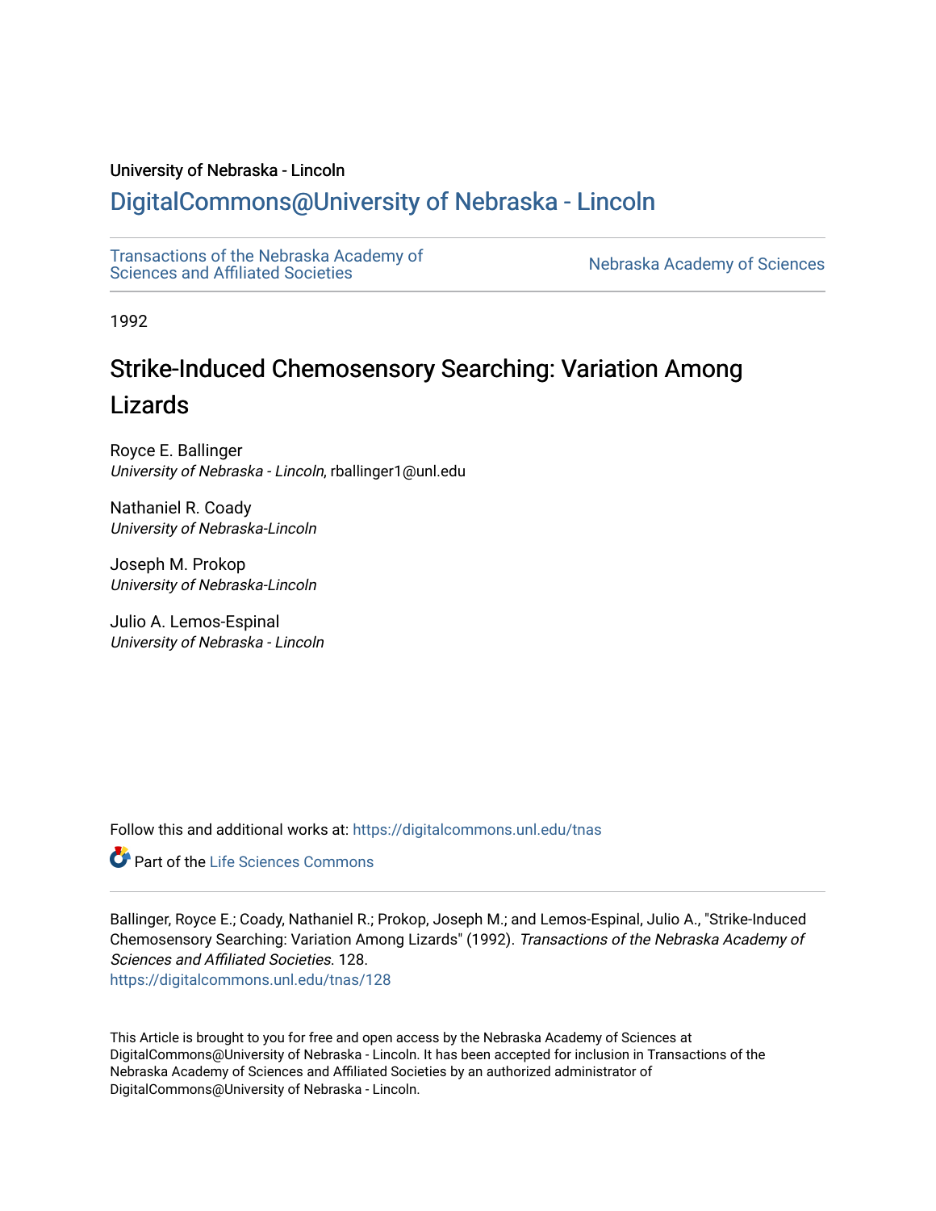University of Nebraska - Lincoln

## DigitalCommons@University of Nebraska - Lincoln

Transactions of the Nebraska Academy of Sciences and Affiliated Societies

Nebraska Academy of Sciences

1992

# Strike-Induced Chemosensory Searching: Variation Among Lizards

Royce E. Ballinger
*University of Nebraska - Lincoln*, rballinger1@unl.edu

Nathaniel R. Coady
*University of Nebraska-Lincoln*

Joseph M. Prokop
*University of Nebraska-Lincoln*

Julio A. Lemos-Espinal
*University of Nebraska - Lincoln*

Follow this and additional works at: https://digitalcommons.unl.edu/tnas

Part of the Life Sciences Commons

Ballinger, Royce E.; Coady, Nathaniel R.; Prokop, Joseph M.; and Lemos-Espinal, Julio A., "Strike-Induced Chemosensory Searching: Variation Among Lizards" (1992). *Transactions of the Nebraska Academy of Sciences and Affiliated Societies*. 128.
https://digitalcommons.unl.edu/tnas/128

This Article is brought to you for free and open access by the Nebraska Academy of Sciences at DigitalCommons@University of Nebraska - Lincoln. It has been accepted for inclusion in Transactions of the Nebraska Academy of Sciences and Affiliated Societies by an authorized administrator of DigitalCommons@University of Nebraska - Lincoln.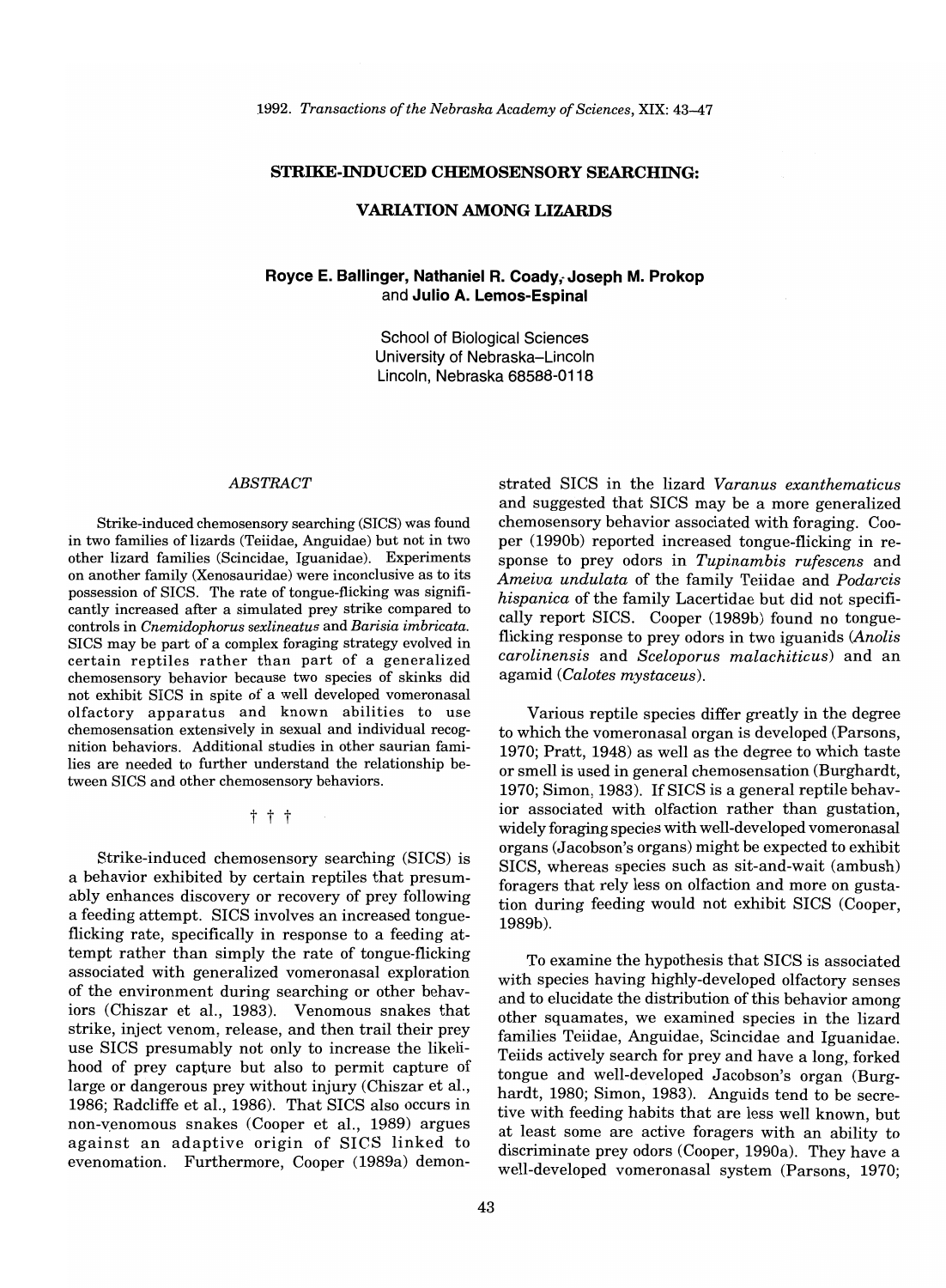## STRIKE-INDUCED CHEMOSENSORY SEARCHING:

## VARIATION AMONG LIZARDS

**Royce E. Ballinger, Nathaniel R. Coady, Joseph M. Prokop and Julio A. Lemos-Espinal**

School of Biological Sciences
University of Nebraska–Lincoln
Lincoln, Nebraska 68588-0118

### *ABSTRACT*

Strike-induced chemosensory searching (SICS) was found in two families of lizards (Teiidae, Anguidae) but not in two other lizard families (Scincidae, Iguanidae). Experiments on another family (Xenosauridae) were inconclusive as to its possession of SICS. The rate of tongue-flicking was significantly increased after a simulated prey strike compared to controls in *Cnemidophorus sexlineatus* and *Barisia imbricata*. SICS may be part of a complex foraging strategy evolved in certain reptiles rather than part of a generalized chemosensory behavior because two species of skinks did not exhibit SICS in spite of a well developed vomeronasal olfactory apparatus and known abilities to use chemosensation extensively in sexual and individual recognition behaviors. Additional studies in other saurian families are needed to further understand the relationship between SICS and other chemosensory behaviors.

† † †

Strike-induced chemosensory searching (SICS) is a behavior exhibited by certain reptiles that presumably enhances discovery or recovery of prey following a feeding attempt. SICS involves an increased tongue-flicking rate, specifically in response to a feeding attempt rather than simply the rate of tongue-flicking associated with generalized vomeronasal exploration of the environment during searching or other behaviors (Chiszar et al., 1983). Venomous snakes that strike, inject venom, release, and then trail their prey use SICS presumably not only to increase the likelihood of prey capture but also to permit capture of large or dangerous prey without injury (Chiszar et al., 1986; Radcliffe et al., 1986). That SICS also occurs in non-venomous snakes (Cooper et al., 1989) argues against an adaptive origin of SICS linked to evenomation. Furthermore, Cooper (1989a) demonstrated SICS in the lizard *Varanus exanthematicus* and suggested that SICS may be a more generalized chemosensory behavior associated with foraging. Cooper (1990b) reported increased tongue-flicking in response to prey odors in *Tupinambis rufescens* and *Ameiva undulata* of the family Teiidae and *Podarcis hispanica* of the family Lacertidae but did not specifically report SICS. Cooper (1989b) found no tongue-flicking response to prey odors in two iguanids (*Anolis carolinensis* and *Sceloporus malachiticus*) and an agamid (*Calotes mystaceus*).

Various reptile species differ greatly in the degree to which the vomeronasal organ is developed (Parsons, 1970; Pratt, 1948) as well as the degree to which taste or smell is used in general chemosensation (Burghardt, 1970; Simon, 1983). If SICS is a general reptile behavior associated with olfaction rather than gustation, widely foraging species with well-developed vomeronasal organs (Jacobson's organs) might be expected to exhibit SICS, whereas species such as sit-and-wait (ambush) foragers that rely less on olfaction and more on gustation during feeding would not exhibit SICS (Cooper, 1989b).

To examine the hypothesis that SICS is associated with species having highly-developed olfactory senses and to elucidate the distribution of this behavior among other squamates, we examined species in the lizard families Teiidae, Anguidae, Scincidae and Iguanidae. Teiids actively search for prey and have a long, forked tongue and well-developed Jacobson's organ (Burghardt, 1980; Simon, 1983). Anguids tend to be secretive with feeding habits that are less well known, but at least some are active foragers with an ability to discriminate prey odors (Cooper, 1990a). They have a well-developed vomeronasal system (Parsons, 1970;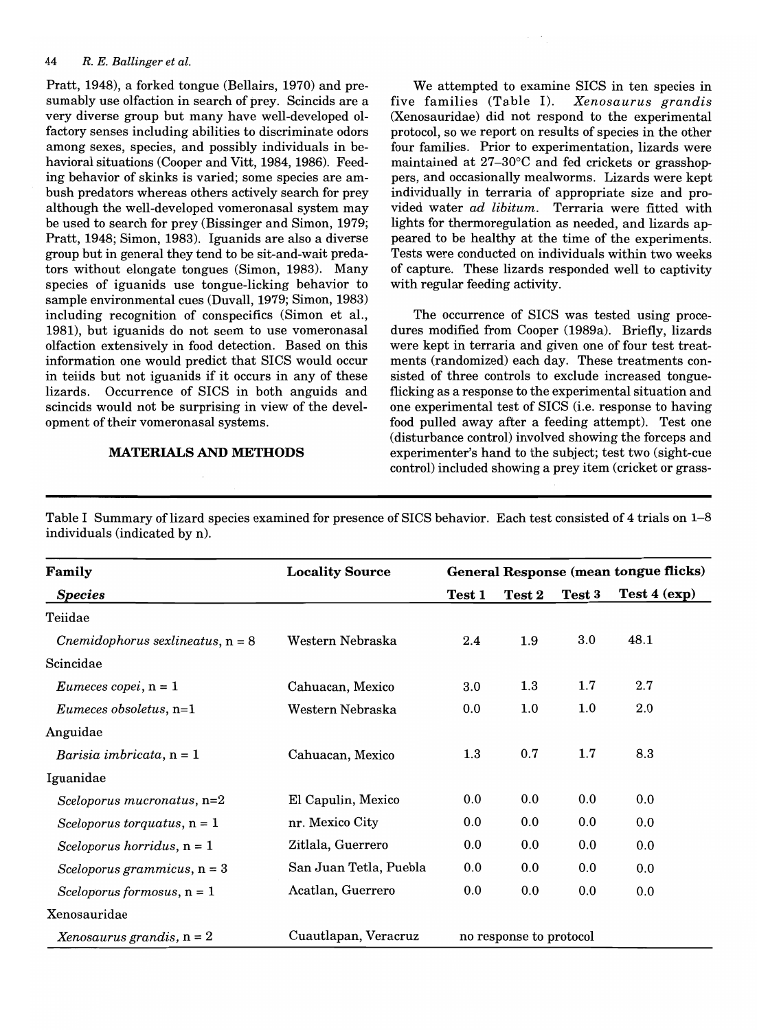Pratt, 1948), a forked tongue (Bellairs, 1970) and presumably use olfaction in search of prey. Scincids are a very diverse group but many have well-developed olfactory senses including abilities to discriminate odors among sexes, species, and possibly individuals in behavioral situations (Cooper and Vitt, 1984, 1986). Feeding behavior of skinks is varied; some species are ambush predators whereas others actively search for prey although the well-developed vomeronasal system may be used to search for prey (Bissinger and Simon, 1979; Pratt, 1948; Simon, 1983). Iguanids are also a diverse group but in general they tend to be sit-and-wait predators without elongate tongues (Simon, 1983). Many species of iguanids use tongue-licking behavior to sample environmental cues (Duvall, 1979; Simon, 1983) including recognition of conspecifics (Simon et al., 1981), but iguanids do not seem to use vomeronasal olfaction extensively in food detection. Based on this information one would predict that SICS would occur in teiids but not iguanids if it occurs in any of these lizards. Occurrence of SICS in both anguids and scincids would not be surprising in view of the development of their vomeronasal systems.

## MATERIALS AND METHODS

We attempted to examine SICS in ten species in five families (Table I). *Xenosaurus grandis* (Xenosauridae) did not respond to the experimental protocol, so we report on results of species in the other four families. Prior to experimentation, lizards were maintained at 27–30°C and fed crickets or grasshoppers, and occasionally mealworms. Lizards were kept individually in terraria of appropriate size and provided water *ad libitum*. Terraria were fitted with lights for thermoregulation as needed, and lizards appeared to be healthy at the time of the experiments. Tests were conducted on individuals within two weeks of capture. These lizards responded well to captivity with regular feeding activity.

The occurrence of SICS was tested using procedures modified from Cooper (1989a). Briefly, lizards were kept in terraria and given one of four test treatments (randomized) each day. These treatments consisted of three controls to exclude increased tongue-flicking as a response to the experimental situation and one experimental test of SICS (i.e. response to having food pulled away after a feeding attempt). Test one (disturbance control) involved showing the forceps and experimenter's hand to the subject; test two (sight-cue control) included showing a prey item (cricket or grass-

Table I Summary of lizard species examined for presence of SICS behavior. Each test consisted of 4 trials on 1–8 individuals (indicated by n).

| **Family** *Species* | **Locality Source** | **General Response (mean tongue flicks)** Test 1 | Test 2 | Test 3 | Test 4 (exp) |
|---|---|---|---|---|---|
| Teiidae | | | | | |
| *Cnemidophorus sexlineatus*, n = 8 | Western Nebraska | 2.4 | 1.9 | 3.0 | 48.1 |
| Scincidae | | | | | |
| *Eumeces copei*, n = 1 | Cahuacan, Mexico | 3.0 | 1.3 | 1.7 | 2.7 |
| *Eumeces obsoletus*, n=1 | Western Nebraska | 0.0 | 1.0 | 1.0 | 2.0 |
| Anguidae | | | | | |
| *Barisia imbricata*, n = 1 | Cahuacan, Mexico | 1.3 | 0.7 | 1.7 | 8.3 |
| Iguanidae | | | | | |
| *Sceloporus mucronatus*, n=2 | El Capulin, Mexico | 0.0 | 0.0 | 0.0 | 0.0 |
| *Sceloporus torquatus*, n = 1 | nr. Mexico City | 0.0 | 0.0 | 0.0 | 0.0 |
| *Sceloporus horridus*, n = 1 | Zitlala, Guerrero | 0.0 | 0.0 | 0.0 | 0.0 |
| *Sceloporus grammicus*, n = 3 | San Juan Tetla, Puebla | 0.0 | 0.0 | 0.0 | 0.0 |
| *Sceloporus formosus*, n = 1 | Acatlan, Guerrero | 0.0 | 0.0 | 0.0 | 0.0 |
| Xenosauridae | | | | | |
| *Xenosaurus grandis*, n = 2 | Cuautlapan, Veracruz | no response to protocol | | | |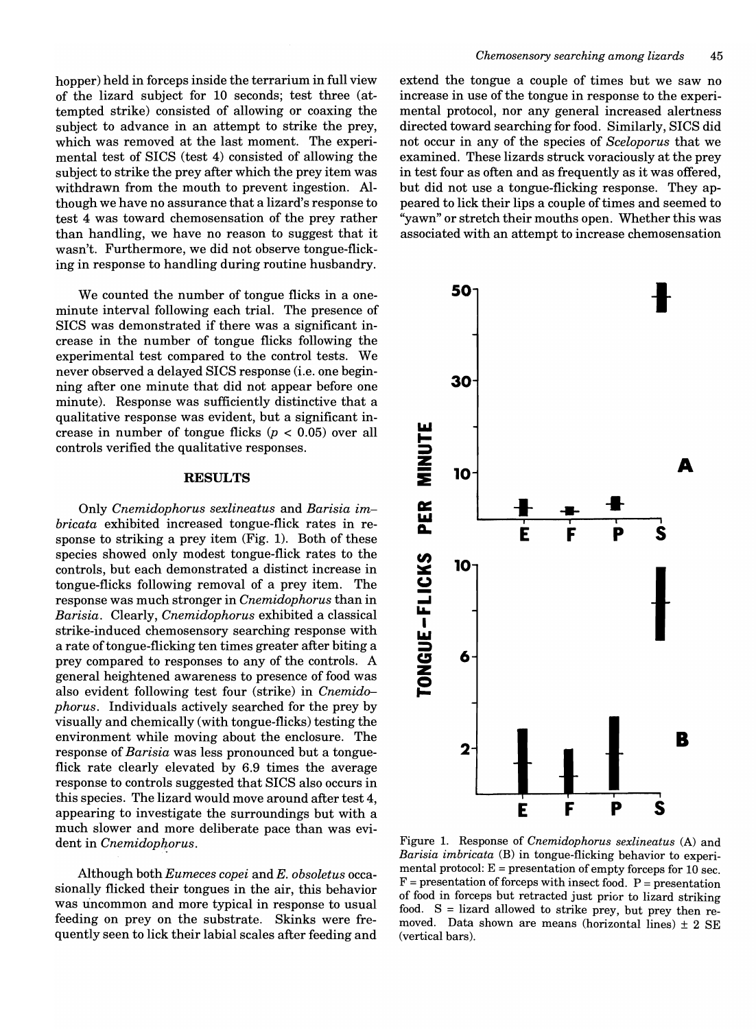hopper) held in forceps inside the terrarium in full view of the lizard subject for 10 seconds; test three (attempted strike) consisted of allowing or coaxing the subject to advance in an attempt to strike the prey, which was removed at the last moment. The experimental test of SICS (test 4) consisted of allowing the subject to strike the prey after which the prey item was withdrawn from the mouth to prevent ingestion. Although we have no assurance that a lizard's response to test 4 was toward chemosensation of the prey rather than handling, we have no reason to suggest that it wasn't. Furthermore, we did not observe tongue-flicking in response to handling during routine husbandry.

We counted the number of tongue flicks in a one-minute interval following each trial. The presence of SICS was demonstrated if there was a significant increase in the number of tongue flicks following the experimental test compared to the control tests. We never observed a delayed SICS response (i.e. one beginning after one minute that did not appear before one minute). Response was sufficiently distinctive that a qualitative response was evident, but a significant increase in number of tongue flicks ($p < 0.05$) over all controls verified the qualitative responses.

## RESULTS

Only *Cnemidophorus sexlineatus* and *Barisia imbricata* exhibited increased tongue-flick rates in response to striking a prey item (Fig. 1). Both of these species showed only modest tongue-flick rates to the controls, but each demonstrated a distinct increase in tongue-flicks following removal of a prey item. The response was much stronger in *Cnemidophorus* than in *Barisia*. Clearly, *Cnemidophorus* exhibited a classical strike-induced chemosensory searching response with a rate of tongue-flicking ten times greater after biting a prey compared to responses to any of the controls. A general heightened awareness to presence of food was also evident following test four (strike) in *Cnemidophorus*. Individuals actively searched for the prey by visually and chemically (with tongue-flicks) testing the environment while moving about the enclosure. The response of *Barisia* was less pronounced but a tongue-flick rate clearly elevated by 6.9 times the average response to controls suggested that SICS also occurs in this species. The lizard would move around after test 4, appearing to investigate the surroundings but with a much slower and more deliberate pace than was evident in *Cnemidophorus*.

Although both *Eumeces copei* and *E. obsoletus* occasionally flicked their tongues in the air, this behavior was uncommon and more typical in response to usual feeding on prey on the substrate. Skinks were frequently seen to lick their labial scales after feeding and extend the tongue a couple of times but we saw no increase in use of the tongue in response to the experimental protocol, nor any general increased alertness directed toward searching for food. Similarly, SICS did not occur in any of the species of *Sceloporus* that we examined. These lizards struck voraciously at the prey in test four as often and as frequently as it was offered, but did not use a tongue-flicking response. They appeared to lick their lips a couple of times and seemed to "yawn" or stretch their mouths open. Whether this was associated with an attempt to increase chemosensation

Figure 1. Response of *Cnemidophorus sexlineatus* (A) and *Barisia imbricata* (B) in tongue-flicking behavior to experimental protocol: E = presentation of empty forceps for 10 sec. F = presentation of forceps with insect food. P = presentation of food in forceps but retracted just prior to lizard striking food. S = lizard allowed to strike prey, but prey then removed. Data shown are means (horizontal lines) ± 2 SE (vertical bars).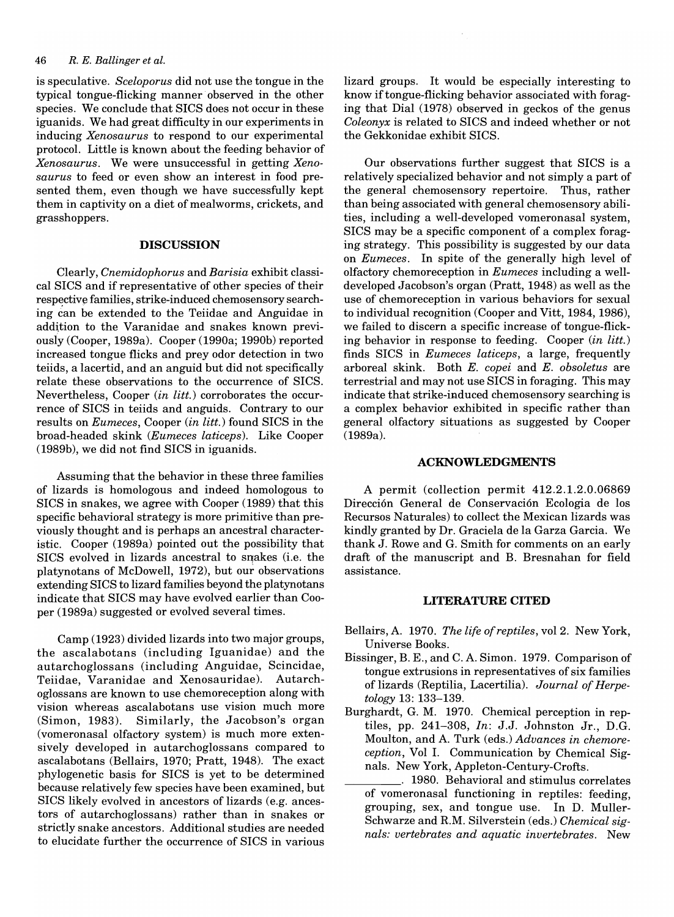is speculative. *Sceloporus* did not use the tongue in the typical tongue-flicking manner observed in the other species. We conclude that SICS does not occur in these iguanids. We had great difficulty in our experiments in inducing *Xenosaurus* to respond to our experimental protocol. Little is known about the feeding behavior of *Xenosaurus*. We were unsuccessful in getting *Xenosaurus* to feed or even show an interest in food presented them, even though we have successfully kept them in captivity on a diet of mealworms, crickets, and grasshoppers.

## DISCUSSION

Clearly, *Cnemidophorus* and *Barisia* exhibit classical SICS and if representative of other species of their respective families, strike-induced chemosensory searching can be extended to the Teiidae and Anguidae in addition to the Varanidae and snakes known previously (Cooper, 1989a). Cooper (1990a; 1990b) reported increased tongue flicks and prey odor detection in two teiids, a lacertid, and an anguid but did not specifically relate these observations to the occurrence of SICS. Nevertheless, Cooper (*in litt.*) corroborates the occurrence of SICS in teiids and anguids. Contrary to our results on *Eumeces*, Cooper (*in litt.*) found SICS in the broad-headed skink (*Eumeces laticeps*). Like Cooper (1989b), we did not find SICS in iguanids.

Assuming that the behavior in these three families of lizards is homologous and indeed homologous to SICS in snakes, we agree with Cooper (1989) that this specific behavioral strategy is more primitive than previously thought and is perhaps an ancestral characteristic. Cooper (1989a) pointed out the possibility that SICS evolved in lizards ancestral to snakes (i.e. the platynotans of McDowell, 1972), but our observations extending SICS to lizard families beyond the platynotans indicate that SICS may have evolved earlier than Cooper (1989a) suggested or evolved several times.

Camp (1923) divided lizards into two major groups, the ascalabotans (including Iguanidae) and the autarchoglossans (including Anguidae, Scincidae, Teiidae, Varanidae and Xenosauridae). Autarchoglossans are known to use chemoreception along with vision whereas ascalabotans use vision much more (Simon, 1983). Similarly, the Jacobson's organ (vomeronasal olfactory system) is much more extensively developed in autarchoglossans compared to ascalabotans (Bellairs, 1970; Pratt, 1948). The exact phylogenetic basis for SICS is yet to be determined because relatively few species have been examined, but SICS likely evolved in ancestors of lizards (e.g. ancestors of autarchoglossans) rather than in snakes or strictly snake ancestors. Additional studies are needed to elucidate further the occurrence of SICS in various lizard groups. It would be especially interesting to know if tongue-flicking behavior associated with foraging that Dial (1978) observed in geckos of the genus *Coleonyx* is related to SICS and indeed whether or not the Gekkonidae exhibit SICS.

Our observations further suggest that SICS is a relatively specialized behavior and not simply a part of the general chemosensory repertoire. Thus, rather than being associated with general chemosensory abilities, including a well-developed vomeronasal system, SICS may be a specific component of a complex foraging strategy. This possibility is suggested by our data on *Eumeces*. In spite of the generally high level of olfactory chemoreception in *Eumeces* including a well-developed Jacobson's organ (Pratt, 1948) as well as the use of chemoreception in various behaviors for sexual to individual recognition (Cooper and Vitt, 1984, 1986), we failed to discern a specific increase of tongue-flicking behavior in response to feeding. Cooper (*in litt.*) finds SICS in *Eumeces laticeps*, a large, frequently arboreal skink. Both *E. copei* and *E. obsoletus* are terrestrial and may not use SICS in foraging. This may indicate that strike-induced chemosensory searching is a complex behavior exhibited in specific rather than general olfactory situations as suggested by Cooper (1989a).

## ACKNOWLEDGMENTS

A permit (collection permit 412.2.1.2.0.06869 Dirección General de Conservación Ecologia de los Recursos Naturales) to collect the Mexican lizards was kindly granted by Dr. Graciela de la Garza Garcia. We thank J. Rowe and G. Smith for comments on an early draft of the manuscript and B. Bresnahan for field assistance.

## LITERATURE CITED

Bellairs, A. 1970. *The life of reptiles*, vol 2. New York, Universe Books.

Bissinger, B. E., and C. A. Simon. 1979. Comparison of tongue extrusions in representatives of six families of lizards (Reptilia, Lacertilia). *Journal of Herpetology* 13: 133–139.

Burghardt, G. M. 1970. Chemical perception in reptiles, pp. 241–308, *In*: J.J. Johnston Jr., D.G. Moulton, and A. Turk (eds.) *Advances in chemoreception*, Vol I. Communication by Chemical Signals. New York, Appleton-Century-Crofts.

———. 1980. Behavioral and stimulus correlates of vomeronasal functioning in reptiles: feeding, grouping, sex, and tongue use. In D. Muller-Schwarze and R.M. Silverstein (eds.) *Chemical signals: vertebrates and aquatic invertebrates*. New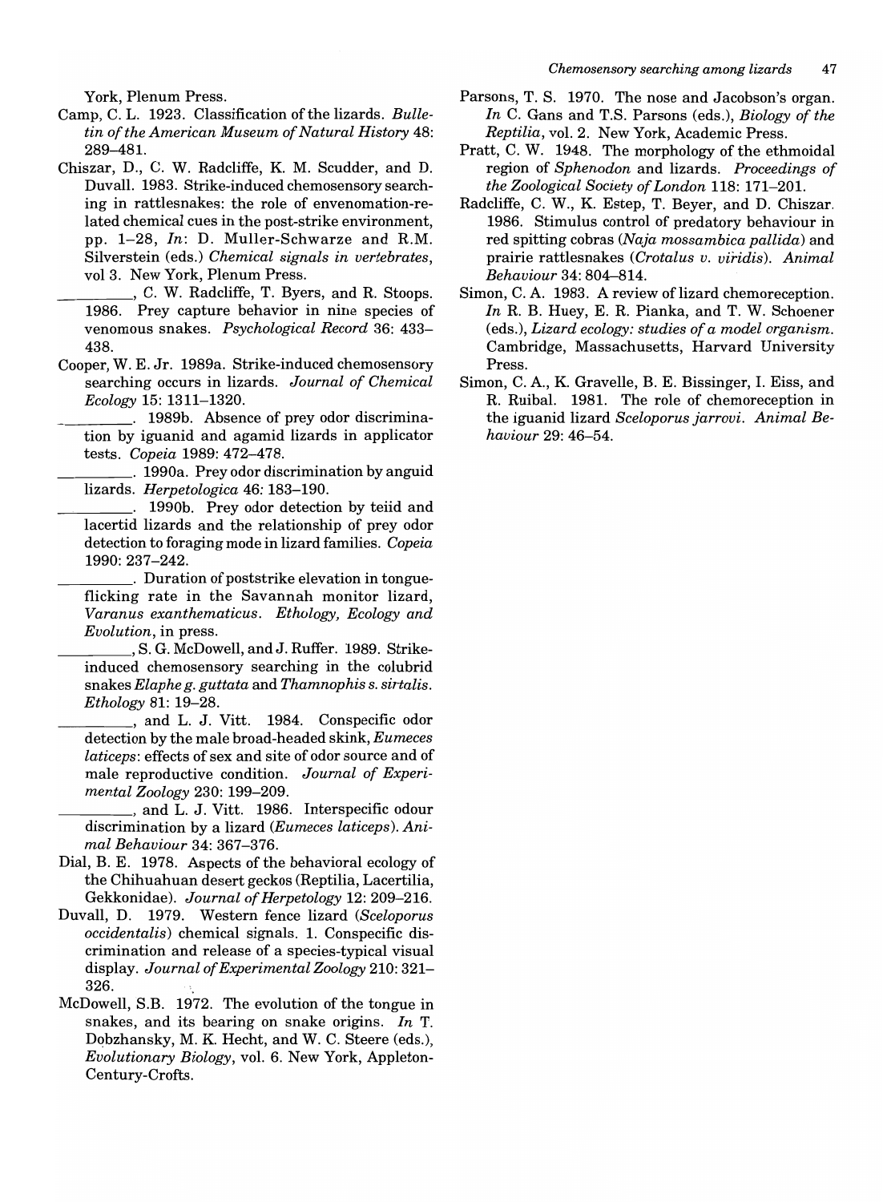York, Plenum Press.

Camp, C. L. 1923. Classification of the lizards. *Bulletin of the American Museum of Natural History* 48: 289–481.

Chiszar, D., C. W. Radcliffe, K. M. Scudder, and D. Duvall. 1983. Strike-induced chemosensory searching in rattlesnakes: the role of envenomation-related chemical cues in the post-strike environment, pp. 1–28, *In*: D. Muller-Schwarze and R.M. Silverstein (eds.) *Chemical signals in vertebrates*, vol 3. New York, Plenum Press.

_________, C. W. Radcliffe, T. Byers, and R. Stoops. 1986. Prey capture behavior in nine species of venomous snakes. *Psychological Record* 36: 433–438.

Cooper, W. E. Jr. 1989a. Strike-induced chemosensory searching occurs in lizards. *Journal of Chemical Ecology* 15: 1311–1320.

_________. 1989b. Absence of prey odor discrimination by iguanid and agamid lizards in applicator tests. *Copeia* 1989: 472–478.

_________. 1990a. Prey odor discrimination by anguid lizards. *Herpetologica* 46: 183–190.

_________. 1990b. Prey odor detection by teiid and lacertid lizards and the relationship of prey odor detection to foraging mode in lizard families. *Copeia* 1990: 237–242.

_________. Duration of poststrike elevation in tongue-flicking rate in the Savannah monitor lizard, *Varanus exanthematicus*. *Ethology, Ecology and Evolution*, in press.

_________, S. G. McDowell, and J. Ruffer. 1989. Strike-induced chemosensory searching in the colubrid snakes *Elaphe g. guttata* and *Thamnophis s. sirtalis*. *Ethology* 81: 19–28.

_________, and L. J. Vitt. 1984. Conspecific odor detection by the male broad-headed skink, *Eumeces laticeps*: effects of sex and site of odor source and of male reproductive condition. *Journal of Experimental Zoology* 230: 199–209.

_________, and L. J. Vitt. 1986. Interspecific odour discrimination by a lizard (*Eumeces laticeps*). *Animal Behaviour* 34: 367–376.

Dial, B. E. 1978. Aspects of the behavioral ecology of the Chihuahuan desert geckos (Reptilia, Lacertilia, Gekkonidae). *Journal of Herpetology* 12: 209–216.

Duvall, D. 1979. Western fence lizard (*Sceloporus occidentalis*) chemical signals. 1. Conspecific discrimination and release of a species-typical visual display. *Journal of Experimental Zoology* 210: 321–326.

McDowell, S.B. 1972. The evolution of the tongue in snakes, and its bearing on snake origins. *In* T. Dobzhansky, M. K. Hecht, and W. C. Steere (eds.), *Evolutionary Biology*, vol. 6. New York, Appleton-Century-Crofts.

Parsons, T. S. 1970. The nose and Jacobson's organ. *In* C. Gans and T.S. Parsons (eds.), *Biology of the Reptilia*, vol. 2. New York, Academic Press.

Pratt, C. W. 1948. The morphology of the ethmoidal region of *Sphenodon* and lizards. *Proceedings of the Zoological Society of London* 118: 171–201.

Radcliffe, C. W., K. Estep, T. Beyer, and D. Chiszar. 1986. Stimulus control of predatory behaviour in red spitting cobras (*Naja mossambica pallida*) and prairie rattlesnakes (*Crotalus v. viridis*). *Animal Behaviour* 34: 804–814.

Simon, C. A. 1983. A review of lizard chemoreception. *In* R. B. Huey, E. R. Pianka, and T. W. Schoener (eds.), *Lizard ecology: studies of a model organism*. Cambridge, Massachusetts, Harvard University Press.

Simon, C. A., K. Gravelle, B. E. Bissinger, I. Eiss, and R. Ruibal. 1981. The role of chemoreception in the iguanid lizard *Sceloporus jarrovi*. *Animal Behaviour* 29: 46–54.